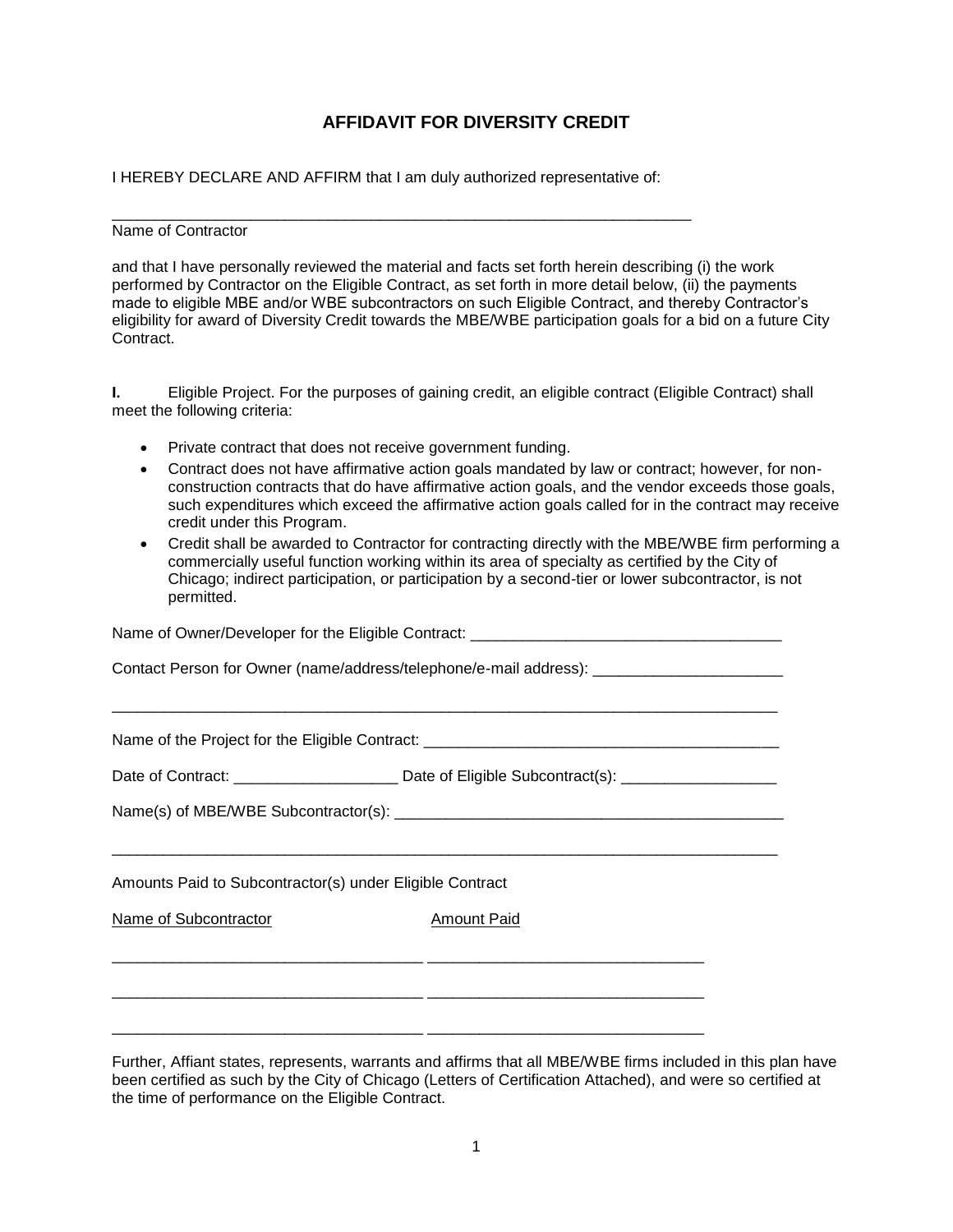# AFFIDAVIT FOR DIVERSITY CREDIT

I HEREBY DECLARE AND AFFIRM that I am duly authorized representative of:

______________________________________________________________________
Name of Contractor

and that I have personally reviewed the material and facts set forth herein describing (i) the work performed by Contractor on the Eligible Contract, as set forth in more detail below, (ii) the payments made to eligible MBE and/or WBE subcontractors on such Eligible Contract, and thereby Contractor's eligibility for award of Diversity Credit towards the MBE/WBE participation goals for a bid on a future City Contract.

**I.** Eligible Project. For the purposes of gaining credit, an eligible contract (Eligible Contract) shall meet the following criteria:

- Private contract that does not receive government funding.
- Contract does not have affirmative action goals mandated by law or contract; however, for non-construction contracts that do have affirmative action goals, and the vendor exceeds those goals, such expenditures which exceed the affirmative action goals called for in the contract may receive credit under this Program.
- Credit shall be awarded to Contractor for contracting directly with the MBE/WBE firm performing a commercially useful function working within its area of specialty as certified by the City of Chicago; indirect participation, or participation by a second-tier or lower subcontractor, is not permitted.

Name of Owner/Developer for the Eligible Contract: ____________________________________

Contact Person for Owner (name/address/telephone/e-mail address): ______________________

________________________________________________________________________________

Name of the Project for the Eligible Contract: _________________________________________

Date of Contract: ___________________ Date of Eligible Subcontract(s): __________________

Name(s) of MBE/WBE Subcontractor(s): _______________________________________________

________________________________________________________________________________

Amounts Paid to Subcontractor(s) under Eligible Contract

| Name of Subcontractor | Amount Paid |
| --- | --- |
| ___________________________________ | _______________________________ |
| ___________________________________ | _______________________________ |
| ___________________________________ | _______________________________ |

Further, Affiant states, represents, warrants and affirms that all MBE/WBE firms included in this plan have been certified as such by the City of Chicago (Letters of Certification Attached), and were so certified at the time of performance on the Eligible Contract.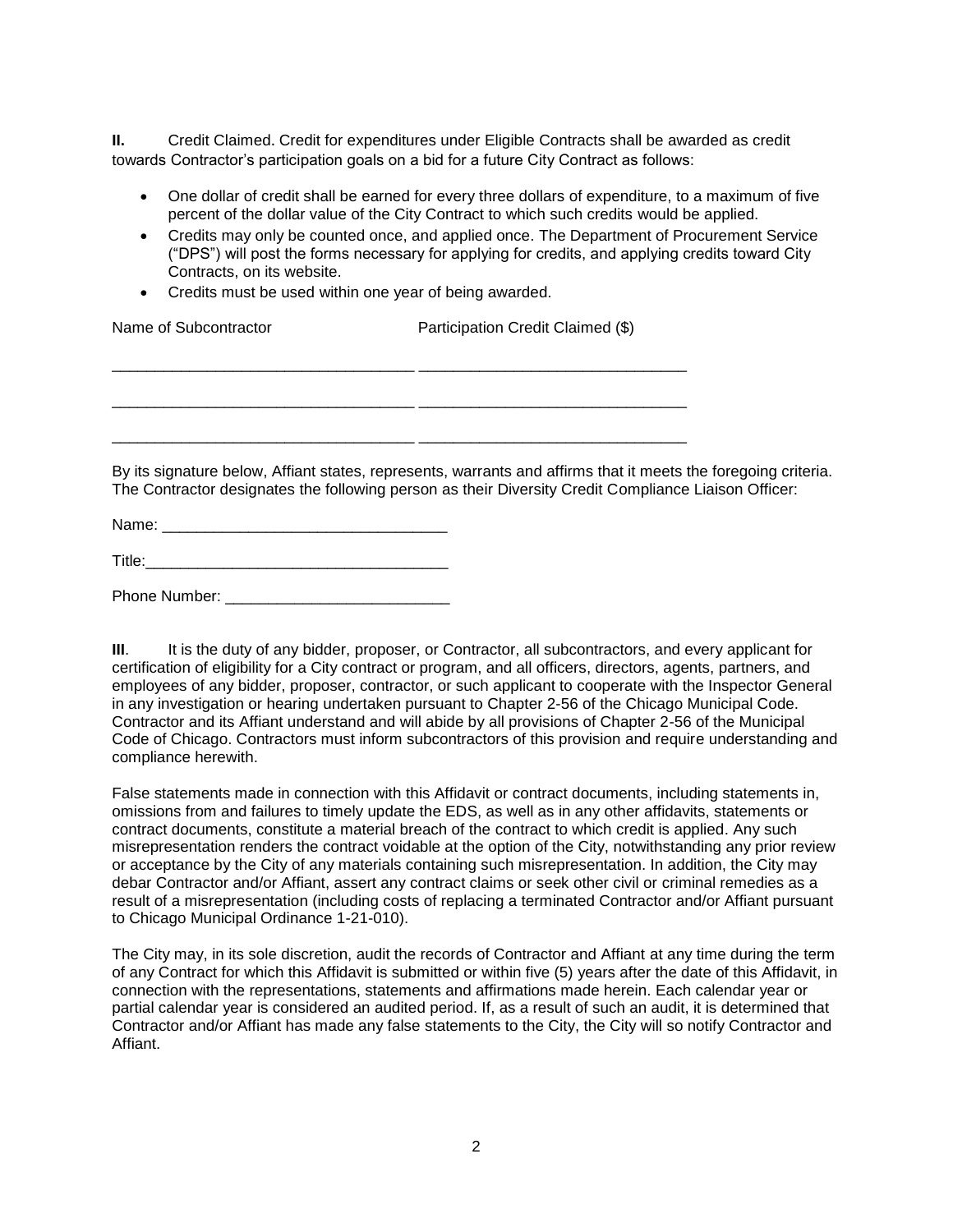**II.** Credit Claimed. Credit for expenditures under Eligible Contracts shall be awarded as credit towards Contractor's participation goals on a bid for a future City Contract as follows:

- One dollar of credit shall be earned for every three dollars of expenditure, to a maximum of five percent of the dollar value of the City Contract to which such credits would be applied.
- Credits may only be counted once, and applied once. The Department of Procurement Service ("DPS") will post the forms necessary for applying for credits, and applying credits toward City Contracts, on its website.
- Credits must be used within one year of being awarded.

| Name of Subcontractor | Participation Credit Claimed ($) |
|---|---|
| ______________________________ | ______________________________ |
| ______________________________ | ______________________________ |
| ______________________________ | ______________________________ |

By its signature below, Affiant states, represents, warrants and affirms that it meets the foregoing criteria. The Contractor designates the following person as their Diversity Credit Compliance Liaison Officer:

Name: _________________________________

Title:___________________________________

Phone Number: __________________________

**III**. It is the duty of any bidder, proposer, or Contractor, all subcontractors, and every applicant for certification of eligibility for a City contract or program, and all officers, directors, agents, partners, and employees of any bidder, proposer, contractor, or such applicant to cooperate with the Inspector General in any investigation or hearing undertaken pursuant to Chapter 2-56 of the Chicago Municipal Code. Contractor and its Affiant understand and will abide by all provisions of Chapter 2-56 of the Municipal Code of Chicago. Contractors must inform subcontractors of this provision and require understanding and compliance herewith.

False statements made in connection with this Affidavit or contract documents, including statements in, omissions from and failures to timely update the EDS, as well as in any other affidavits, statements or contract documents, constitute a material breach of the contract to which credit is applied. Any such misrepresentation renders the contract voidable at the option of the City, notwithstanding any prior review or acceptance by the City of any materials containing such misrepresentation. In addition, the City may debar Contractor and/or Affiant, assert any contract claims or seek other civil or criminal remedies as a result of a misrepresentation (including costs of replacing a terminated Contractor and/or Affiant pursuant to Chicago Municipal Ordinance 1-21-010).

The City may, in its sole discretion, audit the records of Contractor and Affiant at any time during the term of any Contract for which this Affidavit is submitted or within five (5) years after the date of this Affidavit, in connection with the representations, statements and affirmations made herein. Each calendar year or partial calendar year is considered an audited period. If, as a result of such an audit, it is determined that Contractor and/or Affiant has made any false statements to the City, the City will so notify Contractor and Affiant.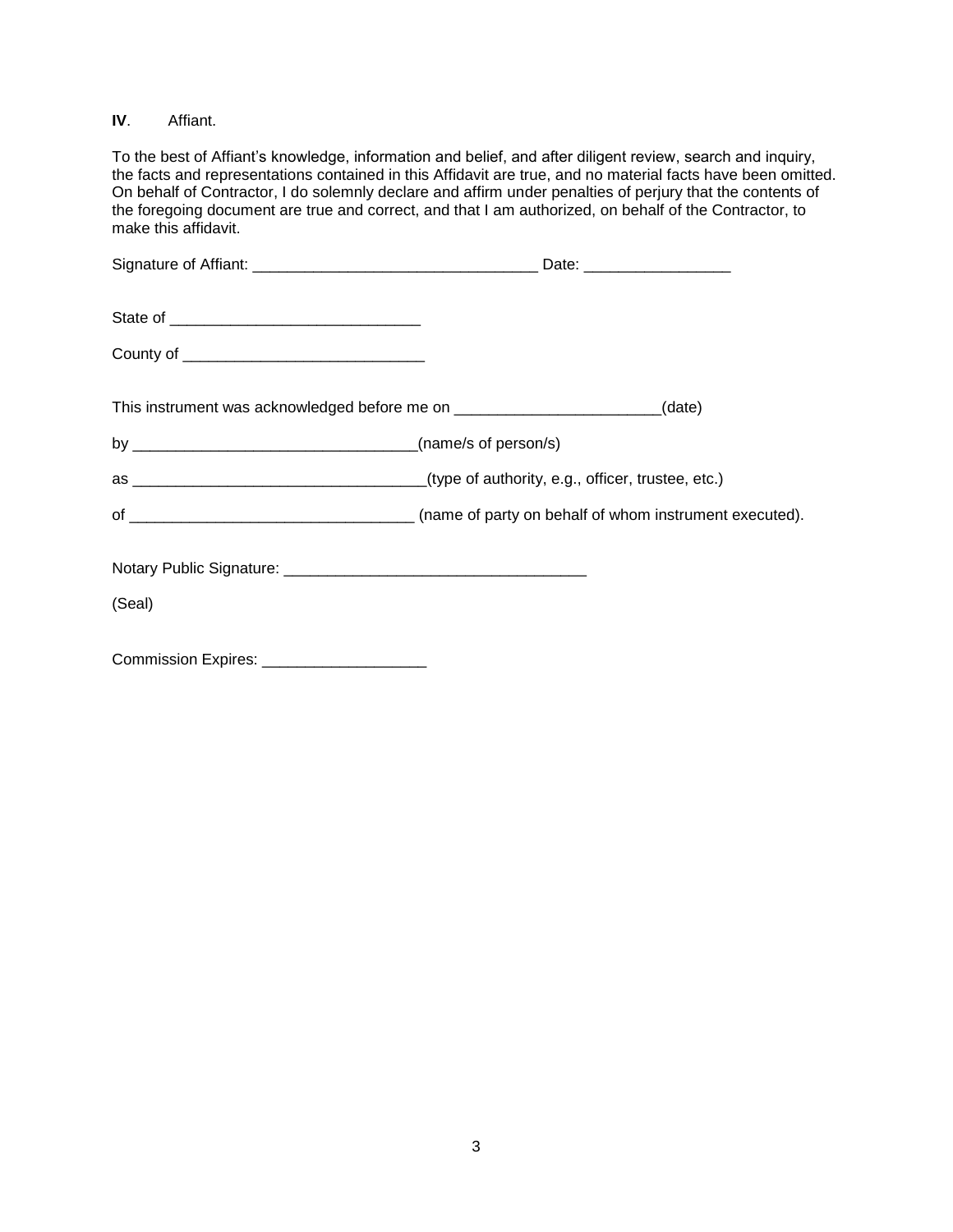**IV**. Affiant.

To the best of Affiant's knowledge, information and belief, and after diligent review, search and inquiry, the facts and representations contained in this Affidavit are true, and no material facts have been omitted. On behalf of Contractor, I do solemnly declare and affirm under penalties of perjury that the contents of the foregoing document are true and correct, and that I am authorized, on behalf of the Contractor, to make this affidavit.

Signature of Affiant: ________________________________ Date: ________________

State of ____________________________

County of ___________________________

This instrument was acknowledged before me on _______________________(date)

by ________________________________(name/s of person/s)

as _________________________________(type of authority, e.g., officer, trustee, etc.)

of ________________________________ (name of party on behalf of whom instrument executed).

Notary Public Signature: __________________________________

(Seal)

Commission Expires: __________________